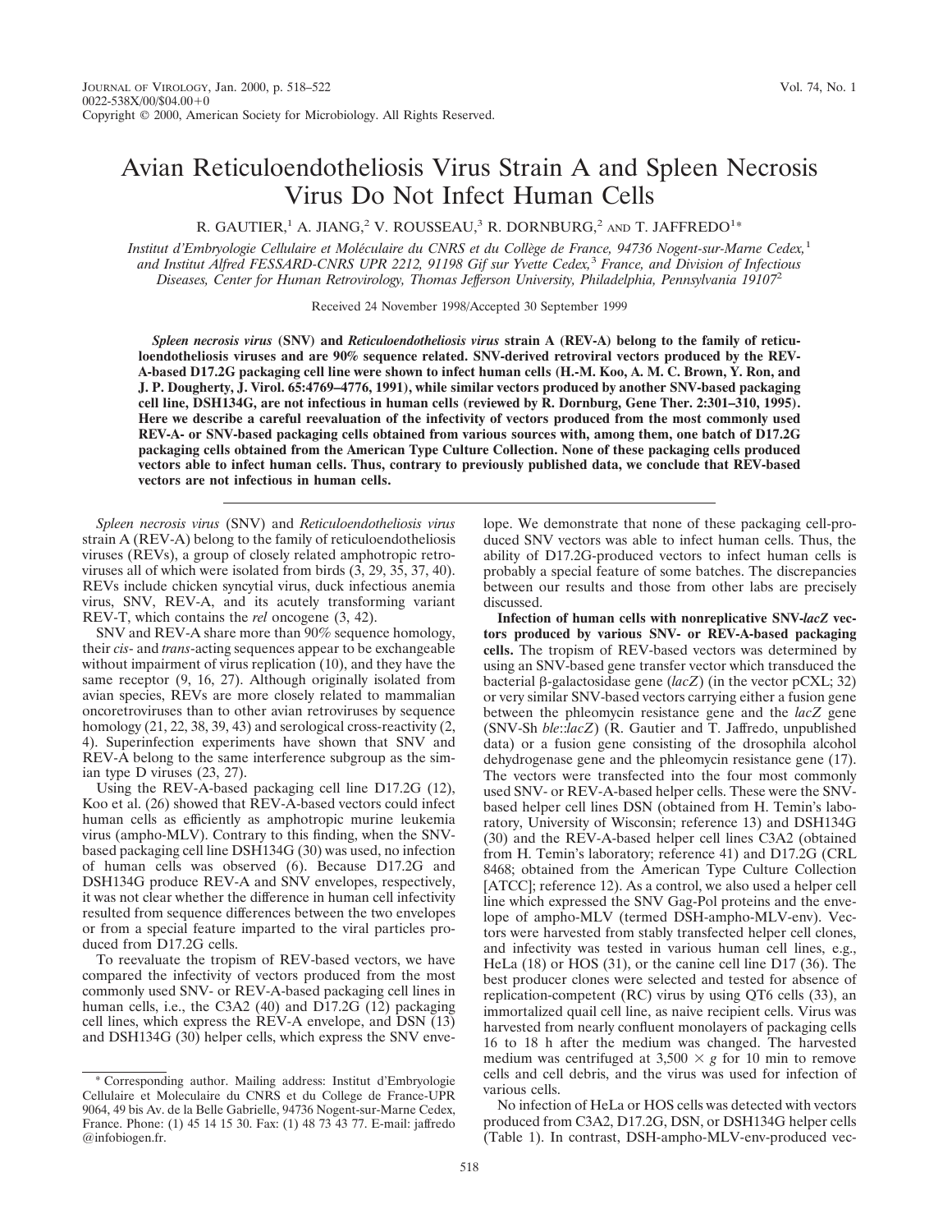# Avian Reticuloendotheliosis Virus Strain A and Spleen Necrosis Virus Do Not Infect Human Cells

R. GAUTIER,[1] A. JIANG,[2] V. ROUSSEAU,[3] R. DORNBURG,[2] AND T. JAFFREDO[1]*

*Institut d'Embryologie Cellulaire et Moléculaire du CNRS et du Collège de France, 94736 Nogent-sur-Marne Cedex,[1] and Institut Alfred FESSARD-CNRS UPR 2212, 91198 Gif sur Yvette Cedex,[3] France, and Division of Infectious Diseases, Center for Human Retrovirology, Thomas Jefferson University, Philadelphia, Pennsylvania 19107[2]*

Received 24 November 1998/Accepted 30 September 1999

***Spleen necrosis virus* (SNV) and *Reticuloendotheliosis virus* strain A (REV-A) belong to the family of reticuloendotheliosis viruses and are 90% sequence related. SNV-derived retroviral vectors produced by the REV-A-based D17.2G packaging cell line were shown to infect human cells (H.-M. Koo, A. M. C. Brown, Y. Ron, and J. P. Dougherty, J. Virol. 65:4769–4776, 1991), while similar vectors produced by another SNV-based packaging cell line, DSH134G, are not infectious in human cells (reviewed by R. Dornburg, Gene Ther. 2:301–310, 1995). Here we describe a careful reevaluation of the infectivity of vectors produced from the most commonly used REV-A- or SNV-based packaging cells obtained from various sources with, among them, one batch of D17.2G packaging cells obtained from the American Type Culture Collection. None of these packaging cells produced vectors able to infect human cells. Thus, contrary to previously published data, we conclude that REV-based vectors are not infectious in human cells.**

*Spleen necrosis virus* (SNV) and *Reticuloendotheliosis virus* strain A (REV-A) belong to the family of reticuloendotheliosis viruses (REVs), a group of closely related amphotropic retroviruses all of which were isolated from birds (3, 29, 35, 37, 40). REVs include chicken syncytial virus, duck infectious anemia virus, SNV, REV-A, and its acutely transforming variant REV-T, which contains the *rel* oncogene (3, 42).

SNV and REV-A share more than 90% sequence homology, their *cis*- and *trans*-acting sequences appear to be exchangeable without impairment of virus replication (10), and they have the same receptor (9, 16, 27). Although originally isolated from avian species, REVs are more closely related to mammalian oncoretroviruses than to other avian retroviruses by sequence homology (21, 22, 38, 39, 43) and serological cross-reactivity (2, 4). Superinfection experiments have shown that SNV and REV-A belong to the same interference subgroup as the simian type D viruses (23, 27).

Using the REV-A-based packaging cell line D17.2G (12), Koo et al. (26) showed that REV-A-based vectors could infect human cells as efficiently as amphotropic murine leukemia virus (ampho-MLV). Contrary to this finding, when the SNV-based packaging cell line DSH134G (30) was used, no infection of human cells was observed (6). Because D17.2G and DSH134G produce REV-A and SNV envelopes, respectively, it was not clear whether the difference in human cell infectivity resulted from sequence differences between the two envelopes or from a special feature imparted to the viral particles produced from D17.2G cells.

To reevaluate the tropism of REV-based vectors, we have compared the infectivity of vectors produced from the most commonly used SNV- or REV-A-based packaging cell lines in human cells, i.e., the C3A2 (40) and D17.2G (12) packaging cell lines, which express the REV-A envelope, and DSN (13) and DSH134G (30) helper cells, which express the SNV envelope. We demonstrate that none of these packaging cell-produced SNV vectors was able to infect human cells. Thus, the ability of D17.2G-produced vectors to infect human cells is probably a special feature of some batches. The discrepancies between our results and those from other labs are precisely discussed.

**Infection of human cells with nonreplicative SNV-*lacZ* vectors produced by various SNV- or REV-A-based packaging cells.** The tropism of REV-based vectors was determined by using an SNV-based gene transfer vector which transduced the bacterial β-galactosidase gene (*lacZ*) (in the vector pCXL; 32) or very similar SNV-based vectors carrying either a fusion gene between the phleomycin resistance gene and the *lacZ* gene (SNV-Sh *ble*::*lacZ*) (R. Gautier and T. Jaffredo, unpublished data) or a fusion gene consisting of the drosophila alcohol dehydrogenase gene and the phleomycin resistance gene (17). The vectors were transfected into the four most commonly used SNV- or REV-A-based helper cells. These were the SNV-based helper cell lines DSN (obtained from H. Temin's laboratory, University of Wisconsin; reference 13) and DSH134G (30) and the REV-A-based helper cell lines C3A2 (obtained from H. Temin's laboratory; reference 41) and D17.2G (CRL 8468; obtained from the American Type Culture Collection [ATCC]; reference 12). As a control, we also used a helper cell line which expressed the SNV Gag-Pol proteins and the envelope of ampho-MLV (termed DSH-ampho-MLV-env). Vectors were harvested from stably transfected helper cell clones, and infectivity was tested in various human cell lines, e.g., HeLa (18) or HOS (31), or the canine cell line D17 (36). The best producer clones were selected and tested for absence of replication-competent (RC) virus by using QT6 cells (33), an immortalized quail cell line, as naive recipient cells. Virus was harvested from nearly confluent monolayers of packaging cells 16 to 18 h after the medium was changed. The harvested medium was centrifuged at 3,500 × *g* for 10 min to remove cells and cell debris, and the virus was used for infection of various cells.

No infection of HeLa or HOS cells was detected with vectors produced from C3A2, D17.2G, DSN, or DSH134G helper cells (Table 1). In contrast, DSH-ampho-MLV-env-produced vec-

\* Corresponding author. Mailing address: Institut d'Embryologie Cellulaire et Moleculaire du CNRS et du College de France-UPR 9064, 49 bis Av. de la Belle Gabrielle, 94736 Nogent-sur-Marne Cedex, France. Phone: (1) 45 14 15 30. Fax: (1) 48 73 43 77. E-mail: jaffredo@infobiogen.fr.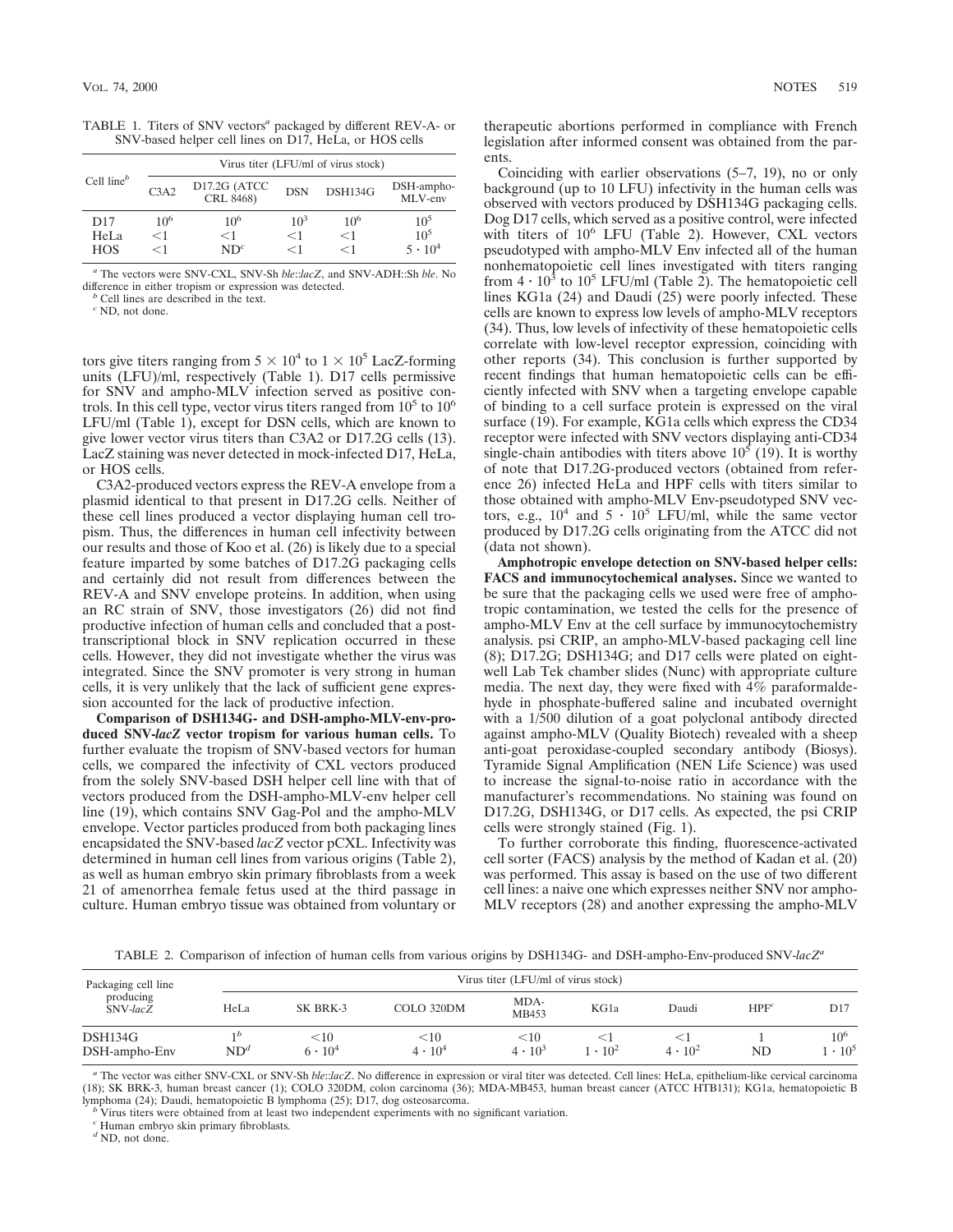TABLE 1. Titers of SNV vectors[a] packaged by different REV-A- or SNV-based helper cell lines on D17, HeLa, or HOS cells

| Cell line[b] | Virus titer (LFU/ml of virus stock) | | | | |
|---|---|---|---|---|---|
| | C3A2 | D17.2G (ATCC CRL 8468) | DSN | DSH134G | DSH-ampho-MLV-env |
| D17 | $10^6$ | $10^6$ | $10^3$ | $10^6$ | $10^5$ |
| HeLa | <1 | <1 | <1 | <1 | $10^5$ |
| HOS | <1 | ND[c] | <1 | <1 | $5 \cdot 10^4$ |

[a] The vectors were SNV-CXL, SNV-Sh *ble*::*lacZ*, and SNV-ADH::Sh *ble*. No difference in either tropism or expression was detected.

[b] Cell lines are described in the text.

[c] ND, not done.

tors give titers ranging from $5 \times 10^4$ to $1 \times 10^5$ LacZ-forming units (LFU)/ml, respectively (Table 1). D17 cells permissive for SNV and ampho-MLV infection served as positive controls. In this cell type, vector virus titers ranged from $10^5$ to $10^6$ LFU/ml (Table 1), except for DSN cells, which are known to give lower vector virus titers than C3A2 or D17.2G cells (13). LacZ staining was never detected in mock-infected D17, HeLa, or HOS cells.

C3A2-produced vectors express the REV-A envelope from a plasmid identical to that present in D17.2G cells. Neither of these cell lines produced a vector displaying human cell tropism. Thus, the differences in human cell infectivity between our results and those of Koo et al. (26) is likely due to a special feature imparted by some batches of D17.2G packaging cells and certainly did not result from differences between the REV-A and SNV envelope proteins. In addition, when using an RC strain of SNV, those investigators (26) did not find productive infection of human cells and concluded that a posttranscriptional block in SNV replication occurred in these cells. However, they did not investigate whether the virus was integrated. Since the SNV promoter is very strong in human cells, it is very unlikely that the lack of sufficient gene expression accounted for the lack of productive infection.

**Comparison of DSH134G- and DSH-ampho-MLV-env-produced SNV-*lacZ* vector tropism for various human cells.** To further evaluate the tropism of SNV-based vectors for human cells, we compared the infectivity of CXL vectors produced from the solely SNV-based DSH helper cell line with that of vectors produced from the DSH-ampho-MLV-env helper cell line (19), which contains SNV Gag-Pol and the ampho-MLV envelope. Vector particles produced from both packaging lines encapsidated the SNV-based *lacZ* vector pCXL. Infectivity was determined in human cell lines from various origins (Table 2), as well as human embryo skin primary fibroblasts from a week 21 of amenorrhea female fetus used at the third passage in culture. Human embryo tissue was obtained from voluntary or therapeutic abortions performed in compliance with French legislation after informed consent was obtained from the parents.

Coinciding with earlier observations (5–7, 19), no or only background (up to 10 LFU) infectivity in the human cells was observed with vectors produced by DSH134G packaging cells. Dog D17 cells, which served as a positive control, were infected with titers of $10^6$ LFU (Table 2). However, CXL vectors pseudotyped with ampho-MLV Env infected all of the human nonhematopoietic cell lines investigated with titers ranging from $4 \cdot 10^3$ to $10^5$ LFU/ml (Table 2). The hematopoietic cell lines KG1a (24) and Daudi (25) were poorly infected. These cells are known to express low levels of ampho-MLV receptors (34). Thus, low levels of infectivity of these hematopoietic cells correlate with low-level receptor expression, coinciding with other reports (34). This conclusion is further supported by recent findings that human hematopoietic cells can be efficiently infected with SNV when a targeting envelope capable of binding to a cell surface protein is expressed on the viral surface (19). For example, KG1a cells which express the CD34 receptor were infected with SNV vectors displaying anti-CD34 single-chain antibodies with titers above $10^5$ (19). It is worthy of note that D17.2G-produced vectors (obtained from reference 26) infected HeLa and HPF cells with titers similar to those obtained with ampho-MLV Env-pseudotyped SNV vectors, e.g., $10^4$ and $5 \cdot 10^5$ LFU/ml, while the same vector produced by D17.2G cells originating from the ATCC did not (data not shown).

**Amphotropic envelope detection on SNV-based helper cells: FACS and immunocytochemical analyses.** Since we wanted to be sure that the packaging cells we used were free of amphotropic contamination, we tested the cells for the presence of ampho-MLV Env at the cell surface by immunocytochemistry analysis. psi CRIP, an ampho-MLV-based packaging cell line (8); D17.2G; DSH134G; and D17 cells were plated on eight-well Lab Tek chamber slides (Nunc) with appropriate culture media. The next day, they were fixed with 4% paraformaldehyde in phosphate-buffered saline and incubated overnight with a 1/500 dilution of a goat polyclonal antibody directed against ampho-MLV (Quality Biotech) revealed with a sheep anti-goat peroxidase-coupled secondary antibody (Biosys). Tyramide Signal Amplification (NEN Life Science) was used to increase the signal-to-noise ratio in accordance with the manufacturer's recommendations. No staining was found on D17.2G, DSH134G, or D17 cells. As expected, the psi CRIP cells were strongly stained (Fig. 1).

To further corroborate this finding, fluorescence-activated cell sorter (FACS) analysis by the method of Kadan et al. (20) was performed. This assay is based on the use of two different cell lines: a naive one which expresses neither SNV nor ampho-MLV receptors (28) and another expressing the ampho-MLV

TABLE 2. Comparison of infection of human cells from various origins by DSH134G- and DSH-ampho-Env-produced SNV-*lacZ*[a]

| Packaging cell line producing SNV-*lacZ* | Virus titer (LFU/ml of virus stock) | | | | | | | |
|---|---|---|---|---|---|---|---|---|
| | HeLa | SK BRK-3 | COLO 320DM | MDA-MB453 | KG1a | Daudi | HPF[c] | D17 |
| DSH134G | 1[b] | <10 | <10 | <10 | <1 | <1 | 1 | $10^6$ |
| DSH-ampho-Env | ND[d] | $6 \cdot 10^4$ | $4 \cdot 10^4$ | $4 \cdot 10^3$ | $1 \cdot 10^2$ | $4 \cdot 10^2$ | ND | $1 \cdot 10^5$ |

[a] The vector was either SNV-CXL or SNV-Sh *ble*::*lacZ*. No difference in expression or viral titer was detected. Cell lines: HeLa, epithelium-like cervical carcinoma (18); SK BRK-3, human breast cancer (1); COLO 320DM, colon carcinoma (36); MDA-MB453, human breast cancer (ATCC HTB131); KG1a, hematopoietic B lymphoma (24); Daudi, hematopoietic B lymphoma (25); D17, dog osteosarcoma.

[b] Virus titers were obtained from at least two independent experiments with no significant variation.

[c] Human embryo skin primary fibroblasts.

[d] ND, not done.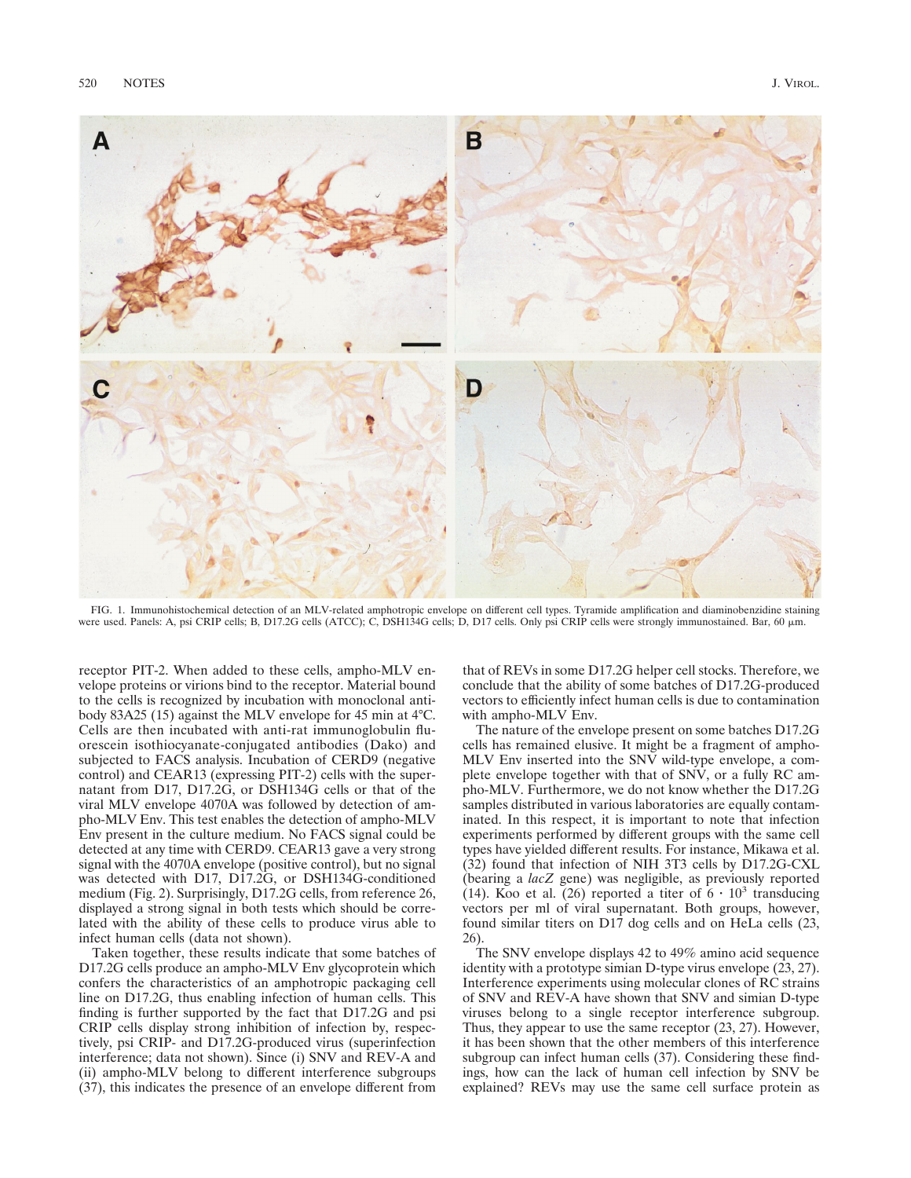FIG. 1. Immunohistochemical detection of an MLV-related amphotropic envelope on different cell types. Tyramide amplification and diaminobenzidine staining were used. Panels: A, psi CRIP cells; B, D17.2G cells (ATCC); C, DSH134G cells; D, D17 cells. Only psi CRIP cells were strongly immunostained. Bar, 60 μm.

receptor PIT-2. When added to these cells, ampho-MLV envelope proteins or virions bind to the receptor. Material bound to the cells is recognized by incubation with monoclonal antibody 83A25 (15) against the MLV envelope for 45 min at 4°C. Cells are then incubated with anti-rat immunoglobulin fluorescein isothiocyanate-conjugated antibodies (Dako) and subjected to FACS analysis. Incubation of CERD9 (negative control) and CEAR13 (expressing PIT-2) cells with the supernatant from D17, D17.2G, or DSH134G cells or that of the viral MLV envelope 4070A was followed by detection of ampho-MLV Env. This test enables the detection of ampho-MLV Env present in the culture medium. No FACS signal could be detected at any time with CERD9. CEAR13 gave a very strong signal with the 4070A envelope (positive control), but no signal was detected with D17, D17.2G, or DSH134G-conditioned medium (Fig. 2). Surprisingly, D17.2G cells, from reference 26, displayed a strong signal in both tests which should be correlated with the ability of these cells to produce virus able to infect human cells (data not shown).

Taken together, these results indicate that some batches of D17.2G cells produce an ampho-MLV Env glycoprotein which confers the characteristics of an amphotropic packaging cell line on D17.2G, thus enabling infection of human cells. This finding is further supported by the fact that D17.2G and psi CRIP cells display strong inhibition of infection by, respectively, psi CRIP- and D17.2G-produced virus (superinfection interference; data not shown). Since (i) SNV and REV-A and (ii) ampho-MLV belong to different interference subgroups (37), this indicates the presence of an envelope different from that of REVs in some D17.2G helper cell stocks. Therefore, we conclude that the ability of some batches of D17.2G-produced vectors to efficiently infect human cells is due to contamination with ampho-MLV Env.

The nature of the envelope present on some batches D17.2G cells has remained elusive. It might be a fragment of ampho-MLV Env inserted into the SNV wild-type envelope, a complete envelope together with that of SNV, or a fully RC ampho-MLV. Furthermore, we do not know whether the D17.2G samples distributed in various laboratories are equally contaminated. In this respect, it is important to note that infection experiments performed by different groups with the same cell types have yielded different results. For instance, Mikawa et al. (32) found that infection of NIH 3T3 cells by D17.2G-CXL (bearing a *lacZ* gene) was negligible, as previously reported (14). Koo et al. (26) reported a titer of $6 \cdot 10^3$ transducing vectors per ml of viral supernatant. Both groups, however, found similar titers on D17 dog cells and on HeLa cells (23, 26).

The SNV envelope displays 42 to 49% amino acid sequence identity with a prototype simian D-type virus envelope (23, 27). Interference experiments using molecular clones of RC strains of SNV and REV-A have shown that SNV and simian D-type viruses belong to a single receptor interference subgroup. Thus, they appear to use the same receptor (23, 27). However, it has been shown that the other members of this interference subgroup can infect human cells (37). Considering these findings, how can the lack of human cell infection by SNV be explained? REVs may use the same cell surface protein as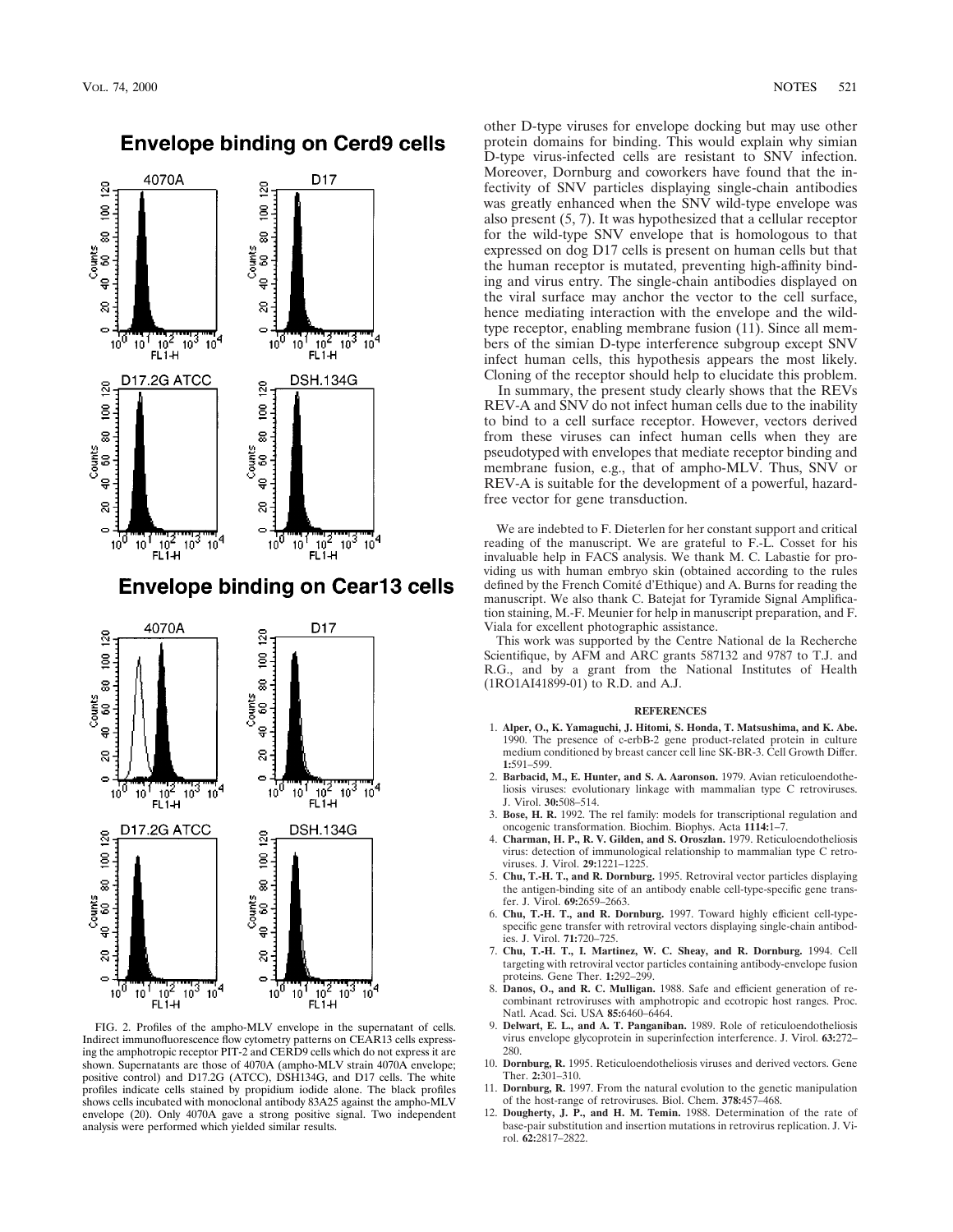## Envelope binding on Cerd9 cells

## Envelope binding on Cear13 cells

FIG. 2. Profiles of the ampho-MLV envelope in the supernatant of cells. Indirect immunofluorescence flow cytometry patterns on CEAR13 cells expressing the amphotropic receptor PIT-2 and CERD9 cells which do not express it are shown. Supernatants are those of 4070A (ampho-MLV strain 4070A envelope; positive control) and D17.2G (ATCC), DSH134G, and D17 cells. The white profiles indicate cells stained by propidium iodide alone. The black profiles shows cells incubated with monoclonal antibody 83A25 against the ampho-MLV envelope (20). Only 4070A gave a strong positive signal. Two independent analysis were performed which yielded similar results.

other D-type viruses for envelope docking but may use other protein domains for binding. This would explain why simian D-type virus-infected cells are resistant to SNV infection. Moreover, Dornburg and coworkers have found that the infectivity of SNV particles displaying single-chain antibodies was greatly enhanced when the SNV wild-type envelope was also present (5, 7). It was hypothesized that a cellular receptor for the wild-type SNV envelope that is homologous to that expressed on dog D17 cells is present on human cells but that the human receptor is mutated, preventing high-affinity binding and virus entry. The single-chain antibodies displayed on the viral surface may anchor the vector to the cell surface, hence mediating interaction with the envelope and the wild-type receptor, enabling membrane fusion (11). Since all members of the simian D-type interference subgroup except SNV infect human cells, this hypothesis appears the most likely. Cloning of the receptor should help to elucidate this problem.

In summary, the present study clearly shows that the REVs REV-A and SNV do not infect human cells due to the inability to bind to a cell surface receptor. However, vectors derived from these viruses can infect human cells when they are pseudotyped with envelopes that mediate receptor binding and membrane fusion, e.g., that of ampho-MLV. Thus, SNV or REV-A is suitable for the development of a powerful, hazard-free vector for gene transduction.

We are indebted to F. Dieterlen for her constant support and critical reading of the manuscript. We are grateful to F.-L. Cosset for his invaluable help in FACS analysis. We thank M. C. Labastie for providing us with human embryo skin (obtained according to the rules defined by the French Comité d'Ethique) and A. Burns for reading the manuscript. We also thank C. Batejat for Tyramide Signal Amplification staining, M.-F. Meunier for help in manuscript preparation, and F. Viala for excellent photographic assistance.

This work was supported by the Centre National de la Recherche Scientifique, by AFM and ARC grants 587132 and 9787 to T.J. and R.G., and by a grant from the National Institutes of Health (1RO1AI41899-01) to R.D. and A.J.

### REFERENCES

1. **Alper, O., K. Yamaguchi, J. Hitomi, S. Honda, T. Matsushima, and K. Abe.** 1990. The presence of c-erbB-2 gene product-related protein in culture medium conditioned by breast cancer cell line SK-BR-3. Cell Growth Differ. **1:**591–599.
2. **Barbacid, M., E. Hunter, and S. A. Aaronson.** 1979. Avian reticuloendotheliosis viruses: evolutionary linkage with mammalian type C retroviruses. J. Virol. **30:**508–514.
3. **Bose, H. R.** 1992. The rel family: models for transcriptional regulation and oncogenic transformation. Biochim. Biophys. Acta **1114:**1–7.
4. **Charman, H. P., R. V. Gilden, and S. Oroszlan.** 1979. Reticuloendotheliosis virus: detection of immunological relationship to mammalian type C retroviruses. J. Virol. **29:**1221–1225.
5. **Chu, T.-H. T., and R. Dornburg.** 1995. Retroviral vector particles displaying the antigen-binding site of an antibody enable cell-type-specific gene transfer. J. Virol. **69:**2659–2663.
6. **Chu, T.-H. T., and R. Dornburg.** 1997. Toward highly efficient cell-type-specific gene transfer with retroviral vectors displaying single-chain antibodies. J. Virol. **71:**720–725.
7. **Chu, T.-H. T., I. Martinez, W. C. Sheay, and R. Dornburg.** 1994. Cell targeting with retroviral vector particles containing antibody-envelope fusion proteins. Gene Ther. **1:**292–299.
8. **Danos, O., and R. C. Mulligan.** 1988. Safe and efficient generation of recombinant retroviruses with amphotropic and ecotropic host ranges. Proc. Natl. Acad. Sci. USA **85:**6460–6464.
9. **Delwart, E. L., and A. T. Panganiban.** 1989. Role of reticuloendotheliosis virus envelope glycoprotein in superinfection interference. J. Virol. **63:**272–280.
10. **Dornburg, R.** 1995. Reticuloendotheliosis viruses and derived vectors. Gene Ther. **2:**301–310.
11. **Dornburg, R.** 1997. From the natural evolution to the genetic manipulation of the host-range of retroviruses. Biol. Chem. **378:**457–468.
12. **Dougherty, J. P., and H. M. Temin.** 1988. Determination of the rate of base-pair substitution and insertion mutations in retrovirus replication. J. Virol. **62:**2817–2822.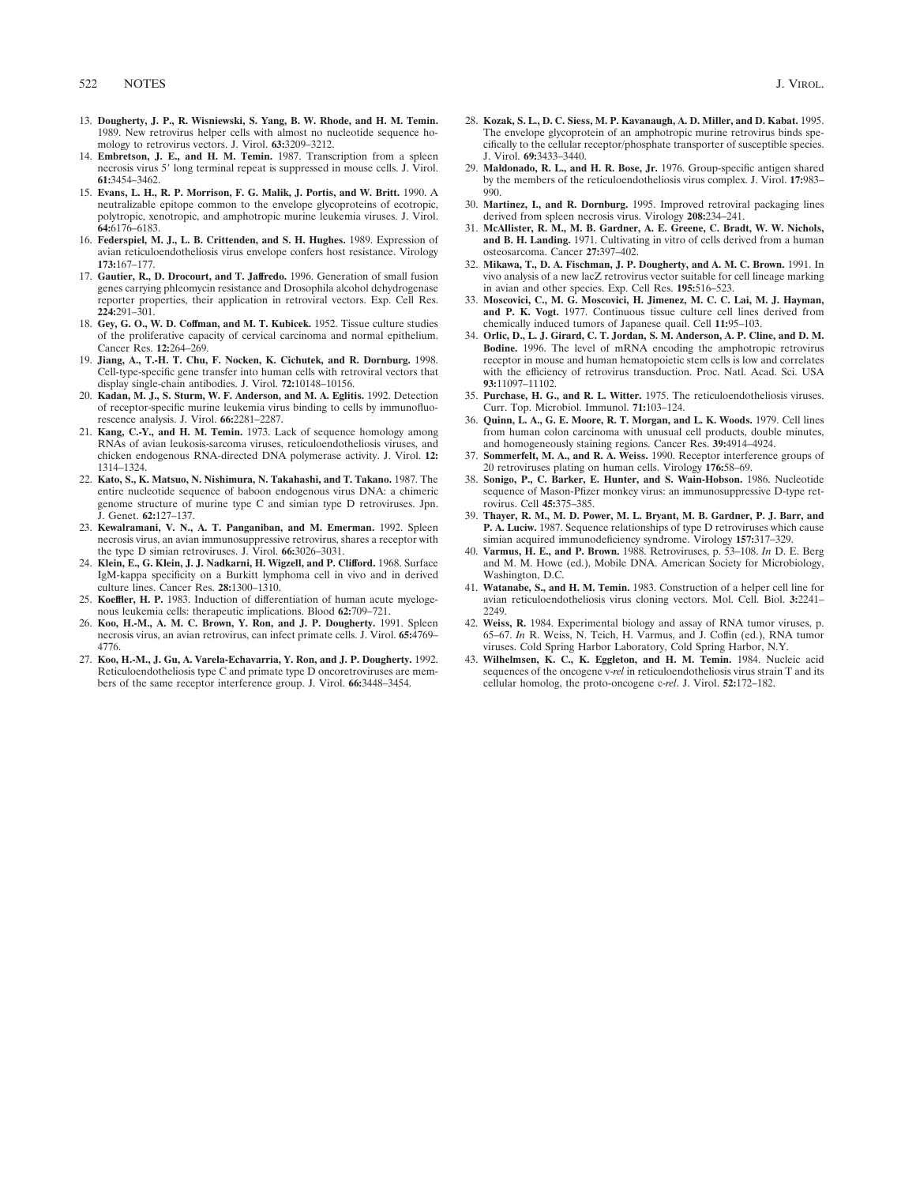13. **Dougherty, J. P., R. Wisniewski, S. Yang, B. W. Rhode, and H. M. Temin.** 1989. New retrovirus helper cells with almost no nucleotide sequence homology to retrovirus vectors. J. Virol. **63:**3209–3212.
14. **Embretson, J. E., and H. M. Temin.** 1987. Transcription from a spleen necrosis virus 5′ long terminal repeat is suppressed in mouse cells. J. Virol. **61:**3454–3462.
15. **Evans, L. H., R. P. Morrison, F. G. Malik, J. Portis, and W. Britt.** 1990. A neutralizable epitope common to the envelope glycoproteins of ecotropic, polytropic, xenotropic, and amphotropic murine leukemia viruses. J. Virol. **64:**6176–6183.
16. **Federspiel, M. J., L. B. Crittenden, and S. H. Hughes.** 1989. Expression of avian reticuloendotheliosis virus envelope confers host resistance. Virology **173:**167–177.
17. **Gautier, R., D. Drocourt, and T. Jaffredo.** 1996. Generation of small fusion genes carrying phleomycin resistance and Drosophila alcohol dehydrogenase reporter properties, their application in retroviral vectors. Exp. Cell Res. **224:**291–301.
18. **Gey, G. O., W. D. Coffman, and M. T. Kubicek.** 1952. Tissue culture studies of the proliferative capacity of cervical carcinoma and normal epithelium. Cancer Res. **12:**264–269.
19. **Jiang, A., T.-H. T. Chu, F. Nocken, K. Cichutek, and R. Dornburg.** 1998. Cell-type-specific gene transfer into human cells with retroviral vectors that display single-chain antibodies. J. Virol. **72:**10148–10156.
20. **Kadan, M. J., S. Sturm, W. F. Anderson, and M. A. Eglitis.** 1992. Detection of receptor-specific murine leukemia virus binding to cells by immunofluorescence analysis. J. Virol. **66:**2281–2287.
21. **Kang, C.-Y., and H. M. Temin.** 1973. Lack of sequence homology among RNAs of avian leukosis-sarcoma viruses, reticuloendotheliosis viruses, and chicken endogenous RNA-directed DNA polymerase activity. J. Virol. **12:** 1314–1324.
22. **Kato, S., K. Matsuo, N. Nishimura, N. Takahashi, and T. Takano.** 1987. The entire nucleotide sequence of baboon endogenous virus DNA: a chimeric genome structure of murine type C and simian type D retroviruses. Jpn. J. Genet. **62:**127–137.
23. **Kewalramani, V. N., A. T. Panganiban, and M. Emerman.** 1992. Spleen necrosis virus, an avian immunosuppressive retrovirus, shares a receptor with the type D simian retroviruses. J. Virol. **66:**3026–3031.
24. **Klein, E., G. Klein, J. J. Nadkarni, H. Wigzell, and P. Clifford.** 1968. Surface IgM-kappa specificity on a Burkitt lymphoma cell in vivo and in derived culture lines. Cancer Res. **28:**1300–1310.
25. **Koeffler, H. P.** 1983. Induction of differentiation of human acute myelogenous leukemia cells: therapeutic implications. Blood **62:**709–721.
26. **Koo, H.-M., A. M. C. Brown, Y. Ron, and J. P. Dougherty.** 1991. Spleen necrosis virus, an avian retrovirus, can infect primate cells. J. Virol. **65:**4769–4776.
27. **Koo, H.-M., J. Gu, A. Varela-Echavarria, Y. Ron, and J. P. Dougherty.** 1992. Reticuloendotheliosis type C and primate type D oncoretroviruses are members of the same receptor interference group. J. Virol. **66:**3448–3454.
28. **Kozak, S. L., D. C. Siess, M. P. Kavanaugh, A. D. Miller, and D. Kabat.** 1995. The envelope glycoprotein of an amphotropic murine retrovirus binds specifically to the cellular receptor/phosphate transporter of susceptible species. J. Virol. **69:**3433–3440.
29. **Maldonado, R. L., and H. R. Bose, Jr.** 1976. Group-specific antigen shared by the members of the reticuloendotheliosis virus complex. J. Virol. **17:**983–990.
30. **Martinez, I., and R. Dornburg.** 1995. Improved retroviral packaging lines derived from spleen necrosis virus. Virology **208:**234–241.
31. **McAllister, R. M., M. B. Gardner, A. E. Greene, C. Bradt, W. W. Nichols, and B. H. Landing.** 1971. Cultivating in vitro of cells derived from a human osteosarcoma. Cancer **27:**397–402.
32. **Mikawa, T., D. A. Fischman, J. P. Dougherty, and A. M. C. Brown.** 1991. In vivo analysis of a new lacZ retrovirus vector suitable for cell lineage marking in avian and other species. Exp. Cell Res. **195:**516–523.
33. **Moscovici, C., M. G. Moscovici, H. Jimenez, M. C. C. Lai, M. J. Hayman, and P. K. Vogt.** 1977. Continuous tissue culture cell lines derived from chemically induced tumors of Japanese quail. Cell **11:**95–103.
34. **Orlic, D., L. J. Girard, C. T. Jordan, S. M. Anderson, A. P. Cline, and D. M. Bodine.** 1996. The level of mRNA encoding the amphotropic retrovirus receptor in mouse and human hematopoietic stem cells is low and correlates with the efficiency of retrovirus transduction. Proc. Natl. Acad. Sci. USA **93:**11097–11102.
35. **Purchase, H. G., and R. L. Witter.** 1975. The reticuloendotheliosis viruses. Curr. Top. Microbiol. Immunol. **71:**103–124.
36. **Quinn, L. A., G. E. Moore, R. T. Morgan, and L. K. Woods.** 1979. Cell lines from human colon carcinoma with unusual cell products, double minutes, and homogeneously staining regions. Cancer Res. **39:**4914–4924.
37. **Sommerfelt, M. A., and R. A. Weiss.** 1990. Receptor interference groups of 20 retroviruses plating on human cells. Virology **176:**58–69.
38. **Sonigo, P., C. Barker, E. Hunter, and S. Wain-Hobson.** 1986. Nucleotide sequence of Mason-Pfizer monkey virus: an immunosuppressive D-type retrovirus. Cell **45:**375–385.
39. **Thayer, R. M., M. D. Power, M. L. Bryant, M. B. Gardner, P. J. Barr, and P. A. Luciw.** 1987. Sequence relationships of type D retroviruses which cause simian acquired immunodeficiency syndrome. Virology **157:**317–329.
40. **Varmus, H. E., and P. Brown.** 1988. Retroviruses, p. 53–108. *In* D. E. Berg and M. M. Howe (ed.), Mobile DNA. American Society for Microbiology, Washington, D.C.
41. **Watanabe, S., and H. M. Temin.** 1983. Construction of a helper cell line for avian reticuloendotheliosis virus cloning vectors. Mol. Cell. Biol. **3:**2241–2249.
42. **Weiss, R.** 1984. Experimental biology and assay of RNA tumor viruses, p. 65–67. *In* R. Weiss, N. Teich, H. Varmus, and J. Coffin (ed.), RNA tumor viruses. Cold Spring Harbor Laboratory, Cold Spring Harbor, N.Y.
43. **Wilhelmsen, K. C., K. Eggleton, and H. M. Temin.** 1984. Nucleic acid sequences of the oncogene v-*rel* in reticuloendotheliosis virus strain T and its cellular homolog, the proto-oncogene c-*rel*. J. Virol. **52:**172–182.